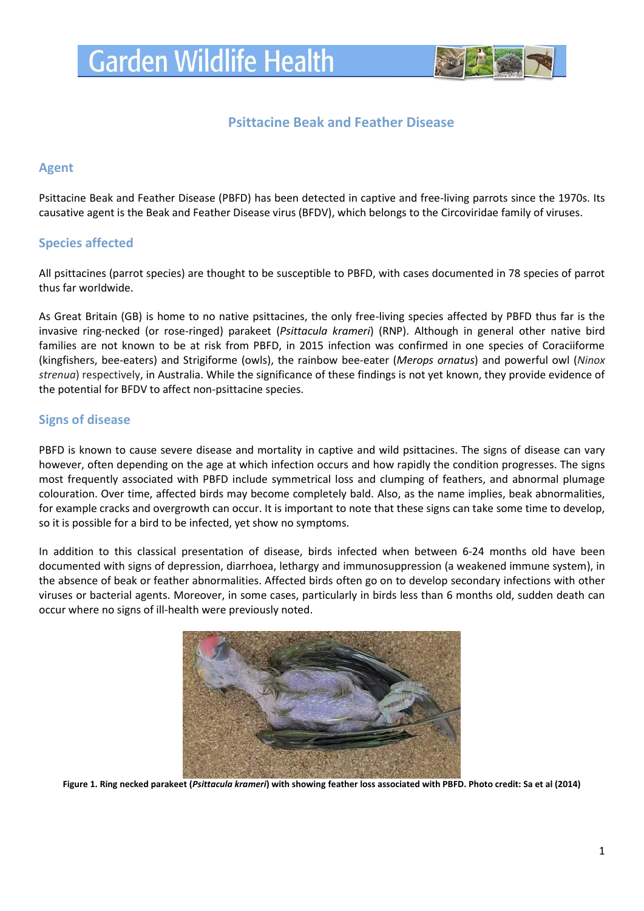# Garden Wildlife Health

## Psittacine Beak and Feather Disease

### Agent

Psittacine Beak and Feather Disease (PBFD) has been detected in captive and free-living parrots since the 1970s. Its causative agent is the Beak and Feather Disease virus (BFDV), which belongs to the Circoviridae family of viruses.

### Species affected

All psittacines (parrot species) are thought to be susceptible to PBFD, with cases documented in 78 species of parrot thus far worldwide.

As Great Britain (GB) is home to no native psittacines, the only free-living species affected by PBFD thus far is the invasive ring-necked (or rose-ringed) parakeet (*Psittacula krameri*) (RNP). Although in general other native bird families are not known to be at risk from PBFD, in 2015 infection was confirmed in one species of Coraciiforme (kingfishers, bee-eaters) and Strigiforme (owls), the rainbow bee-eater (*Merops ornatus*) and powerful owl (*Ninox strenua*) respectively, in Australia. While the significance of these findings is not yet known, they provide evidence of the potential for BFDV to affect non-psittacine species.

### Signs of disease

PBFD is known to cause severe disease and mortality in captive and wild psittacines. The signs of disease can vary however, often depending on the age at which infection occurs and how rapidly the condition progresses. The signs most frequently associated with PBFD include symmetrical loss and clumping of feathers, and abnormal plumage colouration. Over time, affected birds may become completely bald. Also, as the name implies, beak abnormalities, for example cracks and overgrowth can occur. It is important to note that these signs can take some time to develop, so it is possible for a bird to be infected, yet show no symptoms.

In addition to this classical presentation of disease, birds infected when between 6-24 months old have been documented with signs of depression, diarrhoea, lethargy and immunosuppression (a weakened immune system), in the absence of beak or feather abnormalities. Affected birds often go on to develop secondary infections with other viruses or bacterial agents. Moreover, in some cases, particularly in birds less than 6 months old, sudden death can occur where no signs of ill-health were previously noted.

**Figure 1. Ring necked parakeet (*Psittacula krameri*) with showing feather loss associated with PBFD. Photo credit: Sa et al (2014)**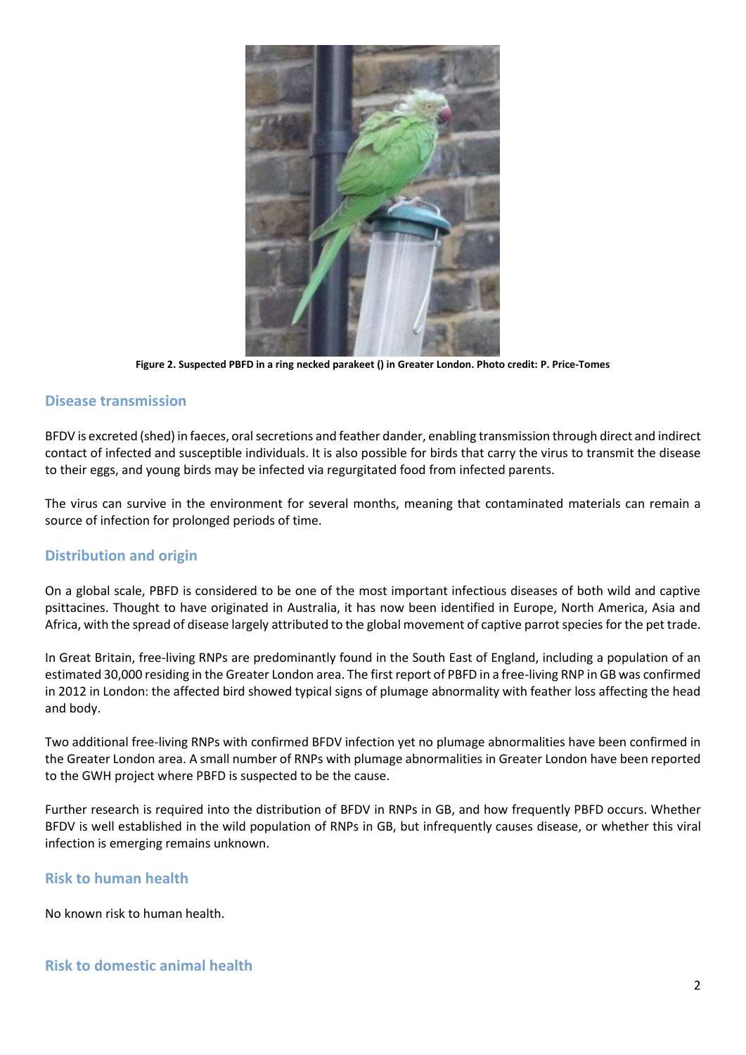**Figure 2. Suspected PBFD in a ring necked parakeet () in Greater London. Photo credit: P. Price-Tomes**

## Disease transmission

BFDV is excreted (shed) in faeces, oral secretions and feather dander, enabling transmission through direct and indirect contact of infected and susceptible individuals. It is also possible for birds that carry the virus to transmit the disease to their eggs, and young birds may be infected via regurgitated food from infected parents.

The virus can survive in the environment for several months, meaning that contaminated materials can remain a source of infection for prolonged periods of time.

## Distribution and origin

On a global scale, PBFD is considered to be one of the most important infectious diseases of both wild and captive psittacines. Thought to have originated in Australia, it has now been identified in Europe, North America, Asia and Africa, with the spread of disease largely attributed to the global movement of captive parrot species for the pet trade.

In Great Britain, free-living RNPs are predominantly found in the South East of England, including a population of an estimated 30,000 residing in the Greater London area. The first report of PBFD in a free-living RNP in GB was confirmed in 2012 in London: the affected bird showed typical signs of plumage abnormality with feather loss affecting the head and body.

Two additional free-living RNPs with confirmed BFDV infection yet no plumage abnormalities have been confirmed in the Greater London area. A small number of RNPs with plumage abnormalities in Greater London have been reported to the GWH project where PBFD is suspected to be the cause.

Further research is required into the distribution of BFDV in RNPs in GB, and how frequently PBFD occurs. Whether BFDV is well established in the wild population of RNPs in GB, but infrequently causes disease, or whether this viral infection is emerging remains unknown.

## Risk to human health

No known risk to human health.

## Risk to domestic animal health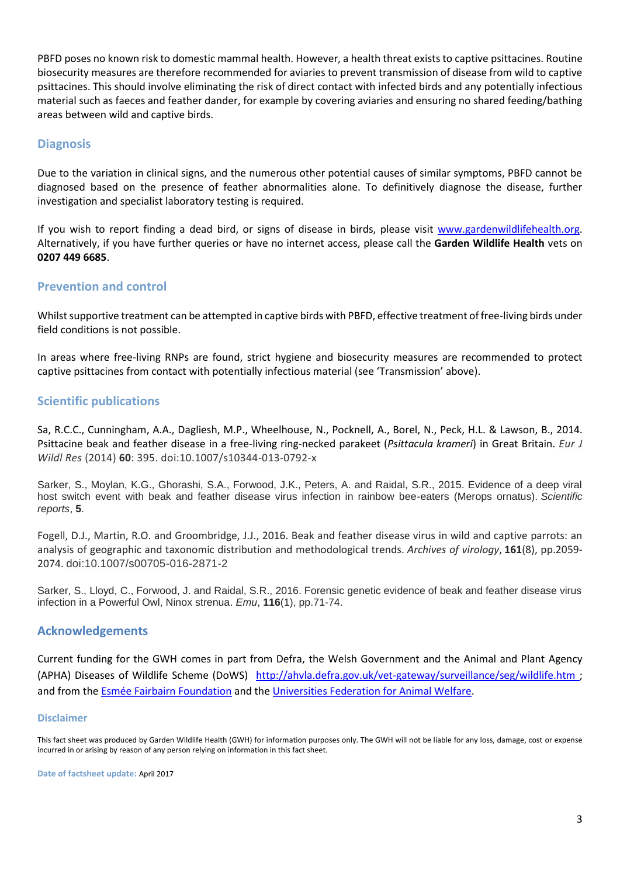PBFD poses no known risk to domestic mammal health. However, a health threat exists to captive psittacines. Routine biosecurity measures are therefore recommended for aviaries to prevent transmission of disease from wild to captive psittacines. This should involve eliminating the risk of direct contact with infected birds and any potentially infectious material such as faeces and feather dander, for example by covering aviaries and ensuring no shared feeding/bathing areas between wild and captive birds.

## Diagnosis

Due to the variation in clinical signs, and the numerous other potential causes of similar symptoms, PBFD cannot be diagnosed based on the presence of feather abnormalities alone. To definitively diagnose the disease, further investigation and specialist laboratory testing is required.

If you wish to report finding a dead bird, or signs of disease in birds, please visit [www.gardenwildlifehealth.org](www.gardenwildlifehealth.org). Alternatively, if you have further queries or have no internet access, please call the **Garden Wildlife Health** vets on **0207 449 6685**.

## Prevention and control

Whilst supportive treatment can be attempted in captive birds with PBFD, effective treatment of free-living birds under field conditions is not possible.

In areas where free-living RNPs are found, strict hygiene and biosecurity measures are recommended to protect captive psittacines from contact with potentially infectious material (see 'Transmission' above).

## Scientific publications

Sa, R.C.C., Cunningham, A.A., Dagliesh, M.P., Wheelhouse, N., Pocknell, A., Borel, N., Peck, H.L. & Lawson, B., 2014. Psittacine beak and feather disease in a free-living ring-necked parakeet (*Psittacula krameri*) in Great Britain. *Eur J Wildl Res* (2014) **60**: 395. doi:10.1007/s10344-013-0792-x

Sarker, S., Moylan, K.G., Ghorashi, S.A., Forwood, J.K., Peters, A. and Raidal, S.R., 2015. Evidence of a deep viral host switch event with beak and feather disease virus infection in rainbow bee-eaters (Merops ornatus). *Scientific reports*, **5**.

Fogell, D.J., Martin, R.O. and Groombridge, J.J., 2016. Beak and feather disease virus in wild and captive parrots: an analysis of geographic and taxonomic distribution and methodological trends. *Archives of virology*, **161**(8), pp.2059-2074. doi:10.1007/s00705-016-2871-2

Sarker, S., Lloyd, C., Forwood, J. and Raidal, S.R., 2016. Forensic genetic evidence of beak and feather disease virus infection in a Powerful Owl, Ninox strenua. *Emu*, **116**(1), pp.71-74.

## Acknowledgements

Current funding for the GWH comes in part from Defra, the Welsh Government and the Animal and Plant Agency (APHA) Diseases of Wildlife Scheme (DoWS) [http://ahvla.defra.gov.uk/vet-gateway/surveillance/seg/wildlife.htm](http://ahvla.defra.gov.uk/vet-gateway/surveillance/seg/wildlife.htm) ; and from the Esmée Fairbairn Foundation and the Universities Federation for Animal Welfare.

### Disclaimer

This fact sheet was produced by Garden Wildlife Health (GWH) for information purposes only. The GWH will not be liable for any loss, damage, cost or expense incurred in or arising by reason of any person relying on information in this fact sheet.

**Date of factsheet update:** April 2017